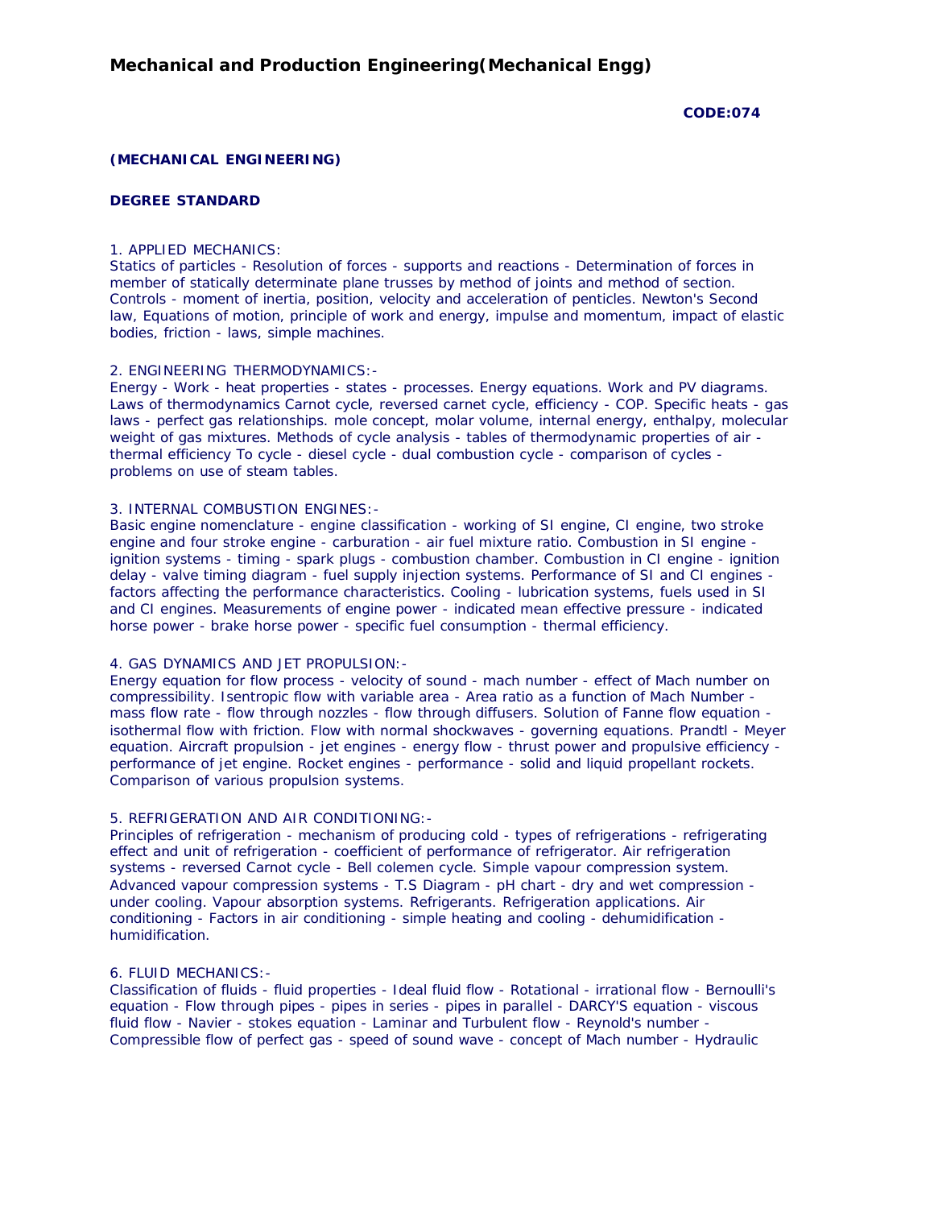# Mechanical and Production Engineering(Mechanical Engg)

**CODE:074**

**(MECHANICAL ENGINEERING)**

**DEGREE STANDARD**

1. APPLIED MECHANICS:
Statics of particles - Resolution of forces - supports and reactions - Determination of forces in member of statically determinate plane trusses by method of joints and method of section. Controls - moment of inertia, position, velocity and acceleration of penticles. Newton's Second law, Equations of motion, principle of work and energy, impulse and momentum, impact of elastic bodies, friction - laws, simple machines.

2. ENGINEERING THERMODYNAMICS:-
Energy - Work - heat properties - states - processes. Energy equations. Work and PV diagrams. Laws of thermodynamics Carnot cycle, reversed carnet cycle, efficiency - COP. Specific heats - gas laws - perfect gas relationships. mole concept, molar volume, internal energy, enthalpy, molecular weight of gas mixtures. Methods of cycle analysis - tables of thermodynamic properties of air - thermal efficiency To cycle - diesel cycle - dual combustion cycle - comparison of cycles - problems on use of steam tables.

3. INTERNAL COMBUSTION ENGINES:-
Basic engine nomenclature - engine classification - working of SI engine, CI engine, two stroke engine and four stroke engine - carburation - air fuel mixture ratio. Combustion in SI engine - ignition systems - timing - spark plugs - combustion chamber. Combustion in CI engine - ignition delay - valve timing diagram - fuel supply injection systems. Performance of SI and CI engines - factors affecting the performance characteristics. Cooling - lubrication systems, fuels used in SI and CI engines. Measurements of engine power - indicated mean effective pressure - indicated horse power - brake horse power - specific fuel consumption - thermal efficiency.

4. GAS DYNAMICS AND JET PROPULSION:-
Energy equation for flow process - velocity of sound - mach number - effect of Mach number on compressibility. Isentropic flow with variable area - Area ratio as a function of Mach Number - mass flow rate - flow through nozzles - flow through diffusers. Solution of Fanne flow equation - isothermal flow with friction. Flow with normal shockwaves - governing equations. Prandtl - Meyer equation. Aircraft propulsion - jet engines - energy flow - thrust power and propulsive efficiency - performance of jet engine. Rocket engines - performance - solid and liquid propellant rockets. Comparison of various propulsion systems.

5. REFRIGERATION AND AIR CONDITIONING:-
Principles of refrigeration - mechanism of producing cold - types of refrigerations - refrigerating effect and unit of refrigeration - coefficient of performance of refrigerator. Air refrigeration systems - reversed Carnot cycle - Bell colemen cycle. Simple vapour compression system. Advanced vapour compression systems - T.S Diagram - pH chart - dry and wet compression - under cooling. Vapour absorption systems. Refrigerants. Refrigeration applications. Air conditioning - Factors in air conditioning - simple heating and cooling - dehumidification - humidification.

6. FLUID MECHANICS:-
Classification of fluids - fluid properties - Ideal fluid flow - Rotational - irrational flow - Bernoulli's equation - Flow through pipes - pipes in series - pipes in parallel - DARCY'S equation - viscous fluid flow - Navier - stokes equation - Laminar and Turbulent flow - Reynold's number - Compressible flow of perfect gas - speed of sound wave - concept of Mach number - Hydraulic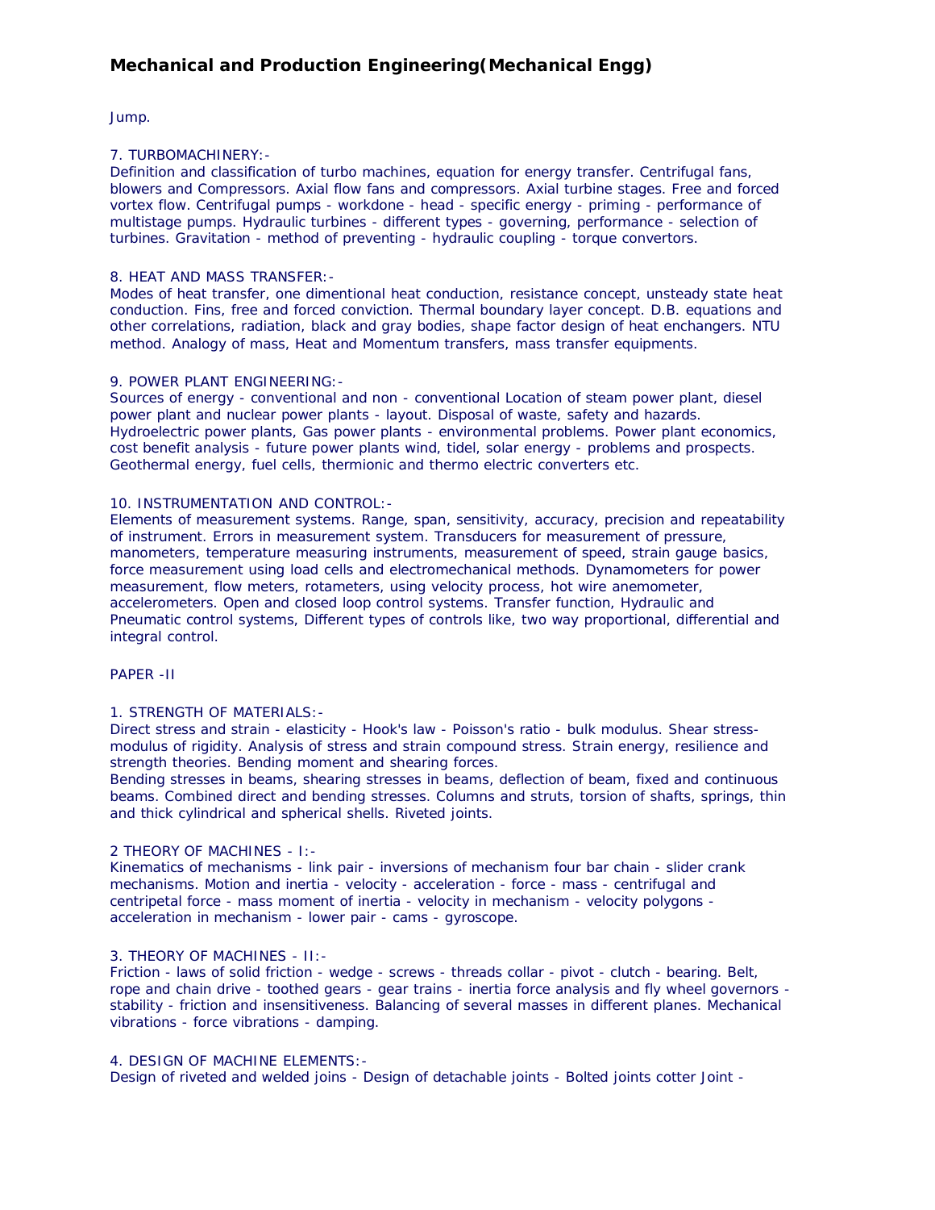# Mechanical and Production Engineering(Mechanical Engg)

Jump.

7. TURBOMACHINERY:-
Definition and classification of turbo machines, equation for energy transfer. Centrifugal fans, blowers and Compressors. Axial flow fans and compressors. Axial turbine stages. Free and forced vortex flow. Centrifugal pumps - workdone - head - specific energy - priming - performance of multistage pumps. Hydraulic turbines - different types - governing, performance - selection of turbines. Gravitation - method of preventing - hydraulic coupling - torque convertors.

8. HEAT AND MASS TRANSFER:-
Modes of heat transfer, one dimentional heat conduction, resistance concept, unsteady state heat conduction. Fins, free and forced conviction. Thermal boundary layer concept. D.B. equations and other correlations, radiation, black and gray bodies, shape factor design of heat enchangers. NTU method. Analogy of mass, Heat and Momentum transfers, mass transfer equipments.

9. POWER PLANT ENGINEERING:-
Sources of energy - conventional and non - conventional Location of steam power plant, diesel power plant and nuclear power plants - layout. Disposal of waste, safety and hazards. Hydroelectric power plants, Gas power plants - environmental problems. Power plant economics, cost benefit analysis - future power plants wind, tidel, solar energy - problems and prospects. Geothermal energy, fuel cells, thermionic and thermo electric converters etc.

10. INSTRUMENTATION AND CONTROL:-
Elements of measurement systems. Range, span, sensitivity, accuracy, precision and repeatability of instrument. Errors in measurement system. Transducers for measurement of pressure, manometers, temperature measuring instruments, measurement of speed, strain gauge basics, force measurement using load cells and electromechanical methods. Dynamometers for power measurement, flow meters, rotameters, using velocity process, hot wire anemometer, accelerometers. Open and closed loop control systems. Transfer function, Hydraulic and Pneumatic control systems, Different types of controls like, two way proportional, differential and integral control.

PAPER -II

1. STRENGTH OF MATERIALS:-
Direct stress and strain - elasticity - Hook's law - Poisson's ratio - bulk modulus. Shear stress-modulus of rigidity. Analysis of stress and strain compound stress. Strain energy, resilience and strength theories. Bending moment and shearing forces.
Bending stresses in beams, shearing stresses in beams, deflection of beam, fixed and continuous beams. Combined direct and bending stresses. Columns and struts, torsion of shafts, springs, thin and thick cylindrical and spherical shells. Riveted joints.

2 THEORY OF MACHINES - I:-
Kinematics of mechanisms - link pair - inversions of mechanism four bar chain - slider crank mechanisms. Motion and inertia - velocity - acceleration - force - mass - centrifugal and centripetal force - mass moment of inertia - velocity in mechanism - velocity polygons - acceleration in mechanism - lower pair - cams - gyroscope.

3. THEORY OF MACHINES - II:-
Friction - laws of solid friction - wedge - screws - threads collar - pivot - clutch - bearing. Belt, rope and chain drive - toothed gears - gear trains - inertia force analysis and fly wheel governors - stability - friction and insensitiveness. Balancing of several masses in different planes. Mechanical vibrations - force vibrations - damping.

4. DESIGN OF MACHINE ELEMENTS:-
Design of riveted and welded joins - Design of detachable joints - Bolted joints cotter Joint -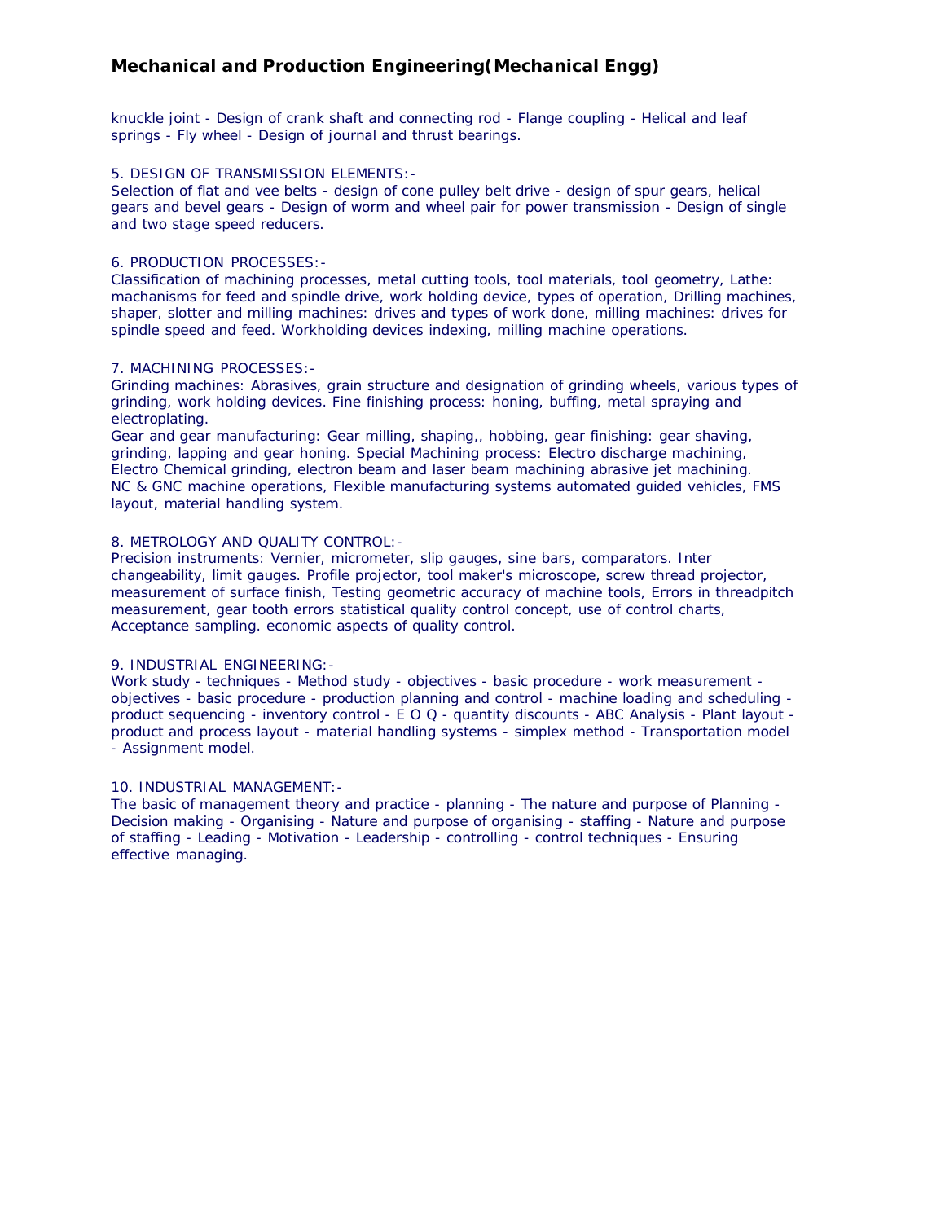knuckle joint - Design of crank shaft and connecting rod - Flange coupling - Helical and leaf springs - Fly wheel - Design of journal and thrust bearings.

5. DESIGN OF TRANSMISSION ELEMENTS:-
Selection of flat and vee belts - design of cone pulley belt drive - design of spur gears, helical gears and bevel gears - Design of worm and wheel pair for power transmission - Design of single and two stage speed reducers.

6. PRODUCTION PROCESSES:-
Classification of machining processes, metal cutting tools, tool materials, tool geometry, Lathe: machanisms for feed and spindle drive, work holding device, types of operation, Drilling machines, shaper, slotter and milling machines: drives and types of work done, milling machines: drives for spindle speed and feed. Workholding devices indexing, milling machine operations.

7. MACHINING PROCESSES:-
Grinding machines: Abrasives, grain structure and designation of grinding wheels, various types of grinding, work holding devices. Fine finishing process: honing, buffing, metal spraying and electroplating.
Gear and gear manufacturing: Gear milling, shaping,, hobbing, gear finishing: gear shaving, grinding, lapping and gear honing. Special Machining process: Electro discharge machining, Electro Chemical grinding, electron beam and laser beam machining abrasive jet machining.
NC & GNC machine operations, Flexible manufacturing systems automated guided vehicles, FMS layout, material handling system.

8. METROLOGY AND QUALITY CONTROL:-
Precision instruments: Vernier, micrometer, slip gauges, sine bars, comparators. Inter changeability, limit gauges. Profile projector, tool maker's microscope, screw thread projector, measurement of surface finish, Testing geometric accuracy of machine tools, Errors in threadpitch measurement, gear tooth errors statistical quality control concept, use of control charts, Acceptance sampling. economic aspects of quality control.

9. INDUSTRIAL ENGINEERING:-
Work study - techniques - Method study - objectives - basic procedure - work measurement - objectives - basic procedure - production planning and control - machine loading and scheduling - product sequencing - inventory control - E O Q - quantity discounts - ABC Analysis - Plant layout - product and process layout - material handling systems - simplex method - Transportation model - Assignment model.

10. INDUSTRIAL MANAGEMENT:-
The basic of management theory and practice - planning - The nature and purpose of Planning - Decision making - Organising - Nature and purpose of organising - staffing - Nature and purpose of staffing - Leading - Motivation - Leadership - controlling - control techniques - Ensuring effective managing.